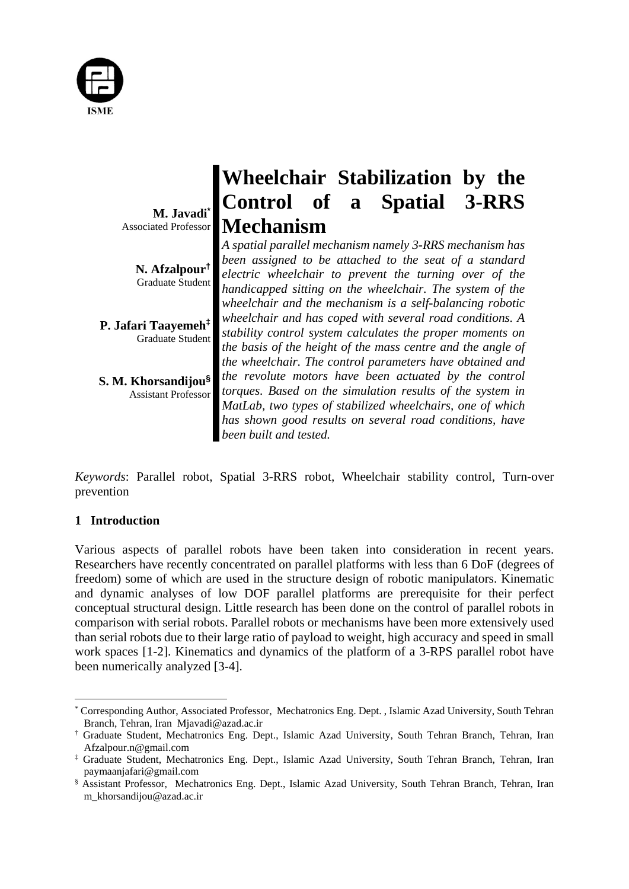# Wheelchair Stabilization by the Control of a Spatial 3-RRS Mechanism

**M. Javadi**[*]
Associated Professor

**N. Afzalpour**[†]
Graduate Student

**P. Jafari Taayemeh**[‡]
Graduate Student

**S. M. Khorsandijou**[§]
Assistant Professor

*A spatial parallel mechanism namely 3-RRS mechanism has been assigned to be attached to the seat of a standard electric wheelchair to prevent the turning over of the handicapped sitting on the wheelchair. The system of the wheelchair and the mechanism is a self-balancing robotic wheelchair and has coped with several road conditions. A stability control system calculates the proper moments on the basis of the height of the mass centre and the angle of the wheelchair. The control parameters have obtained and the revolute motors have been actuated by the control torques. Based on the simulation results of the system in MatLab, two types of stabilized wheelchairs, one of which has shown good results on several road conditions, have been built and tested.*

*Keywords*: Parallel robot, Spatial 3-RRS robot, Wheelchair stability control, Turn-over prevention

## 1 Introduction

Various aspects of parallel robots have been taken into consideration in recent years. Researchers have recently concentrated on parallel platforms with less than 6 DoF (degrees of freedom) some of which are used in the structure design of robotic manipulators. Kinematic and dynamic analyses of low DOF parallel platforms are prerequisite for their perfect conceptual structural design. Little research has been done on the control of parallel robots in comparison with serial robots. Parallel robots or mechanisms have been more extensively used than serial robots due to their large ratio of payload to weight, high accuracy and speed in small work spaces [1-2]. Kinematics and dynamics of the platform of a 3-RPS parallel robot have been numerically analyzed [3-4].

---

[*] Corresponding Author, Associated Professor, Mechatronics Eng. Dept. , Islamic Azad University, South Tehran Branch, Tehran, Iran Mjavadi@azad.ac.ir

[†] Graduate Student, Mechatronics Eng. Dept., Islamic Azad University, South Tehran Branch, Tehran, Iran Afzalpour.n@gmail.com

[‡] Graduate Student, Mechatronics Eng. Dept., Islamic Azad University, South Tehran Branch, Tehran, Iran paymaanjafari@gmail.com

[§] Assistant Professor, Mechatronics Eng. Dept., Islamic Azad University, South Tehran Branch, Tehran, Iran m_khorsandijou@azad.ac.ir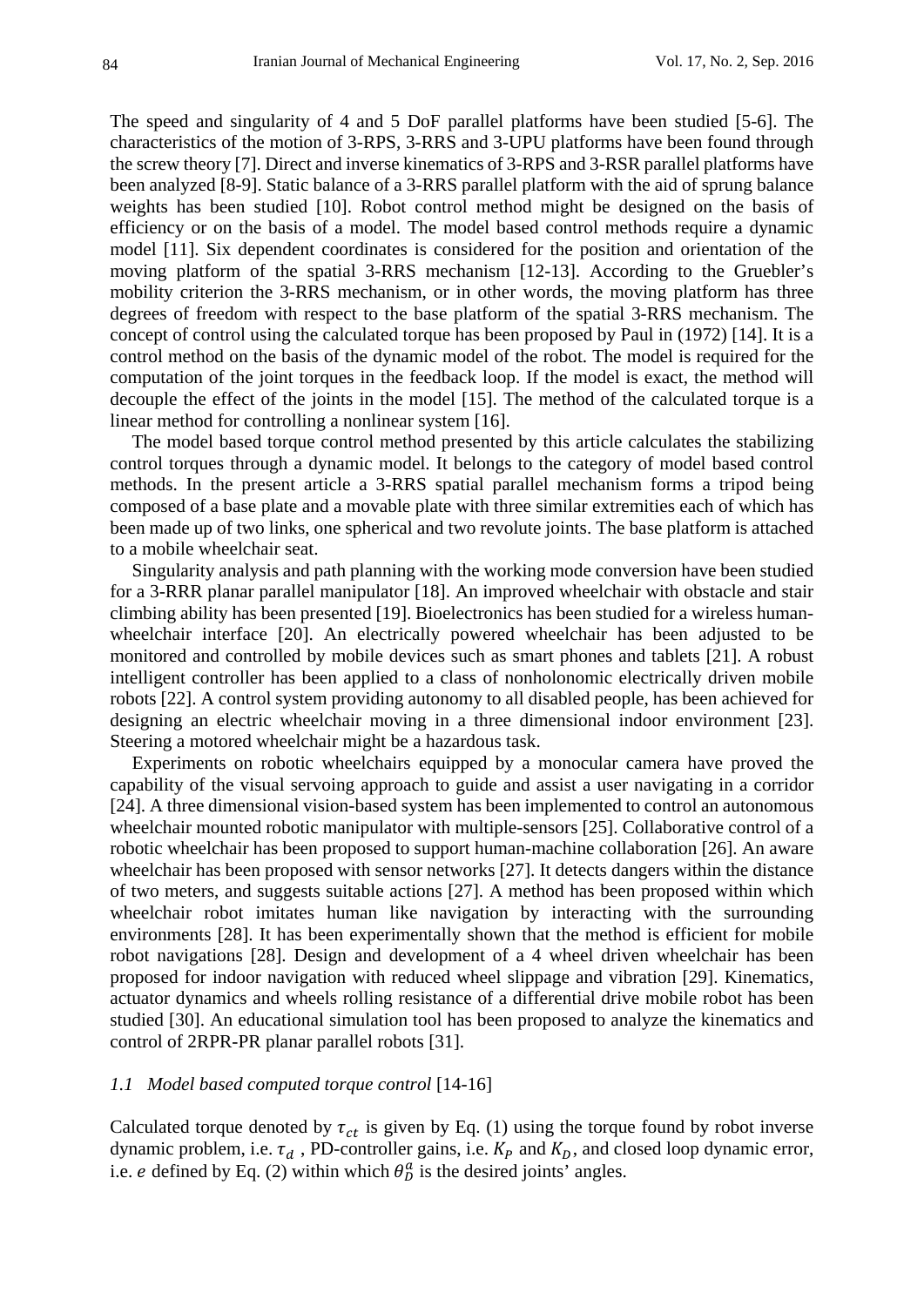The speed and singularity of 4 and 5 DoF parallel platforms have been studied [5-6]. The characteristics of the motion of 3-RPS, 3-RRS and 3-UPU platforms have been found through the screw theory [7]. Direct and inverse kinematics of 3-RPS and 3-RSR parallel platforms have been analyzed [8-9]. Static balance of a 3-RRS parallel platform with the aid of sprung balance weights has been studied [10]. Robot control method might be designed on the basis of efficiency or on the basis of a model. The model based control methods require a dynamic model [11]. Six dependent coordinates is considered for the position and orientation of the moving platform of the spatial 3-RRS mechanism [12-13]. According to the Gruebler's mobility criterion the 3-RRS mechanism, or in other words, the moving platform has three degrees of freedom with respect to the base platform of the spatial 3-RRS mechanism. The concept of control using the calculated torque has been proposed by Paul in (1972) [14]. It is a control method on the basis of the dynamic model of the robot. The model is required for the computation of the joint torques in the feedback loop. If the model is exact, the method will decouple the effect of the joints in the model [15]. The method of the calculated torque is a linear method for controlling a nonlinear system [16].

The model based torque control method presented by this article calculates the stabilizing control torques through a dynamic model. It belongs to the category of model based control methods. In the present article a 3-RRS spatial parallel mechanism forms a tripod being composed of a base plate and a movable plate with three similar extremities each of which has been made up of two links, one spherical and two revolute joints. The base platform is attached to a mobile wheelchair seat.

Singularity analysis and path planning with the working mode conversion have been studied for a 3-RRR planar parallel manipulator [18]. An improved wheelchair with obstacle and stair climbing ability has been presented [19]. Bioelectronics has been studied for a wireless human-wheelchair interface [20]. An electrically powered wheelchair has been adjusted to be monitored and controlled by mobile devices such as smart phones and tablets [21]. A robust intelligent controller has been applied to a class of nonholonomic electrically driven mobile robots [22]. A control system providing autonomy to all disabled people, has been achieved for designing an electric wheelchair moving in a three dimensional indoor environment [23]. Steering a motored wheelchair might be a hazardous task.

Experiments on robotic wheelchairs equipped by a monocular camera have proved the capability of the visual servoing approach to guide and assist a user navigating in a corridor [24]. A three dimensional vision-based system has been implemented to control an autonomous wheelchair mounted robotic manipulator with multiple-sensors [25]. Collaborative control of a robotic wheelchair has been proposed to support human-machine collaboration [26]. An aware wheelchair has been proposed with sensor networks [27]. It detects dangers within the distance of two meters, and suggests suitable actions [27]. A method has been proposed within which wheelchair robot imitates human like navigation by interacting with the surrounding environments [28]. It has been experimentally shown that the method is efficient for mobile robot navigations [28]. Design and development of a 4 wheel driven wheelchair has been proposed for indoor navigation with reduced wheel slippage and vibration [29]. Kinematics, actuator dynamics and wheels rolling resistance of a differential drive mobile robot has been studied [30]. An educational simulation tool has been proposed to analyze the kinematics and control of 2RPR-PR planar parallel robots [31].

### *1.1 Model based computed torque control* [14-16]

Calculated torque denoted by $\tau_{ct}$ is given by Eq. (1) using the torque found by robot inverse dynamic problem, i.e. $\tau_d$ , PD-controller gains, i.e. $K_P$ and $K_D$, and closed loop dynamic error, i.e. $e$ defined by Eq. (2) within which $\theta_D^a$ is the desired joints' angles.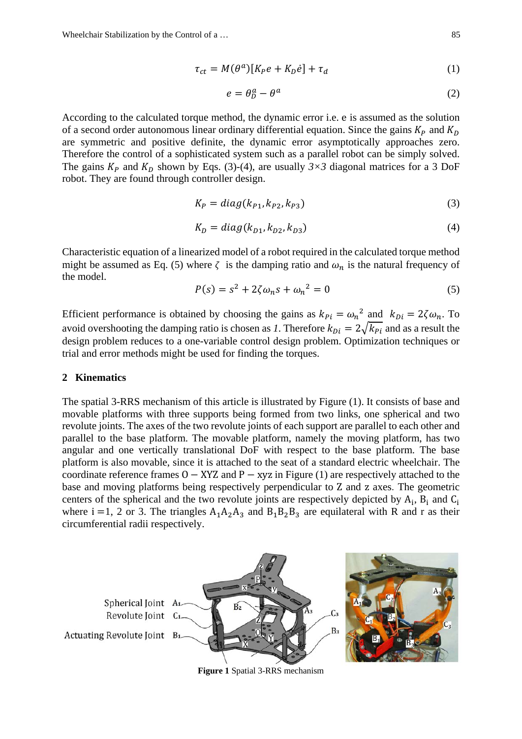$$\tau_{ct} = M(\theta^a)[K_P e + K_D \dot{e}] + \tau_d \tag{1}$$

$$e = \theta_D^a - \theta^a \tag{2}$$

According to the calculated torque method, the dynamic error i.e. e is assumed as the solution of a second order autonomous linear ordinary differential equation. Since the gains $K_P$ and $K_D$ are symmetric and positive definite, the dynamic error asymptotically approaches zero. Therefore the control of a sophisticated system such as a parallel robot can be simply solved. The gains $K_P$ and $K_D$ shown by Eqs. (3)-(4), are usually *3×3* diagonal matrices for a 3 DoF robot. They are found through controller design.

$$K_P = diag(k_{P1}, k_{P2}, k_{P3}) \tag{3}$$

$$K_D = diag(k_{D1}, k_{D2}, k_{D3}) \tag{4}$$

Characteristic equation of a linearized model of a robot required in the calculated torque method might be assumed as Eq. (5) where $\zeta$ is the damping ratio and $\omega_n$ is the natural frequency of the model.

$$P(s) = s^2 + 2\zeta\omega_n s + {\omega_n}^2 = 0 \tag{5}$$

Efficient performance is obtained by choosing the gains as $k_{Pi} = {\omega_n}^2$ and $k_{Di} = 2\zeta\omega_n$. To avoid overshooting the damping ratio is chosen as *1*. Therefore $k_{Di} = 2\sqrt{k_{Pi}}$ and as a result the design problem reduces to a one-variable control design problem. Optimization techniques or trial and error methods might be used for finding the torques.

## 2 Kinematics

The spatial 3-RRS mechanism of this article is illustrated by Figure (1). It consists of base and movable platforms with three supports being formed from two links, one spherical and two revolute joints. The axes of the two revolute joints of each support are parallel to each other and parallel to the base platform. The movable platform, namely the moving platform, has two angular and one vertically translational DoF with respect to the base platform. The base platform is also movable, since it is attached to the seat of a standard electric wheelchair. The coordinate reference frames $\mathrm{O-XYZ}$ and $\mathrm{P-xyz}$ in Figure (1) are respectively attached to the base and moving platforms being respectively perpendicular to Z and z axes. The geometric centers of the spherical and the two revolute joints are respectively depicted by $\mathrm{A_i}$, $\mathrm{B_i}$ and $\mathrm{C_i}$ where i = 1, 2 or 3. The triangles $\mathrm{A_1A_2A_3}$ and $\mathrm{B_1B_2B_3}$ are equilateral with R and r as their circumferential radii respectively.

**Figure 1** Spatial 3-RRS mechanism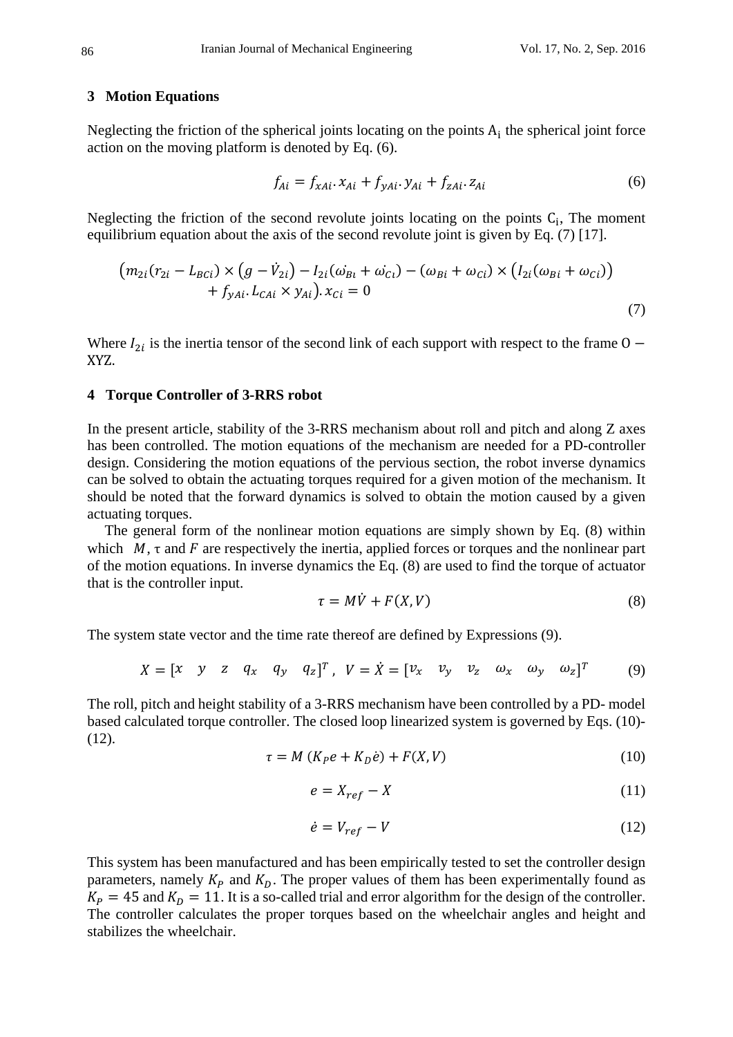## 3 Motion Equations

Neglecting the friction of the spherical joints locating on the points $A_i$ the spherical joint force action on the moving platform is denoted by Eq. (6).

$$f_{Ai} = f_{xAi}.x_{Ai} + f_{yAi}.y_{Ai} + f_{zAi}.z_{Ai} \tag{6}$$

Neglecting the friction of the second revolute joints locating on the points $C_i$, The moment equilibrium equation about the axis of the second revolute joint is given by Eq. (7) [17].

$$\big(m_{2i}(r_{2i} - L_{BCi}) \times (g - \dot{V}_{2i}) - I_{2i}(\dot{\omega_{Bi}} + \dot{\omega_{Ci}}) - (\omega_{Bi} + \omega_{Ci}) \times \big(I_{2i}(\omega_{Bi} + \omega_{Ci})\big) + f_{yAi}.L_{CAi} \times y_{Ai}\big).x_{Ci} = 0 \tag{7}$$

Where $I_{2i}$ is the inertia tensor of the second link of each support with respect to the frame $O - XYZ$.

## 4 Torque Controller of 3-RRS robot

In the present article, stability of the 3-RRS mechanism about roll and pitch and along Z axes has been controlled. The motion equations of the mechanism are needed for a PD-controller design. Considering the motion equations of the pervious section, the robot inverse dynamics can be solved to obtain the actuating torques required for a given motion of the mechanism. It should be noted that the forward dynamics is solved to obtain the motion caused by a given actuating torques.

The general form of the nonlinear motion equations are simply shown by Eq. (8) within which $M$, $\tau$ and $F$ are respectively the inertia, applied forces or torques and the nonlinear part of the motion equations. In inverse dynamics the Eq. (8) are used to find the torque of actuator that is the controller input.

$$\tau = M\dot{V} + F(X, V) \tag{8}$$

The system state vector and the time rate thereof are defined by Expressions (9).

$$X = [x \quad y \quad z \quad q_x \quad q_y \quad q_z]^T, \; V = \dot{X} = [v_x \quad v_y \quad v_z \quad \omega_x \quad \omega_y \quad \omega_z]^T \tag{9}$$

The roll, pitch and height stability of a 3-RRS mechanism have been controlled by a PD- model based calculated torque controller. The closed loop linearized system is governed by Eqs. (10)-(12).

$$\tau = M\,(K_P e + K_D \dot{e}) + F(X, V) \tag{10}$$

$$e = X_{ref} - X \tag{11}$$

$$\dot{e} = V_{ref} - V \tag{12}$$

This system has been manufactured and has been empirically tested to set the controller design parameters, namely $K_P$ and $K_D$. The proper values of them has been experimentally found as $K_P = 45$ and $K_D = 11$. It is a so-called trial and error algorithm for the design of the controller. The controller calculates the proper torques based on the wheelchair angles and height and stabilizes the wheelchair.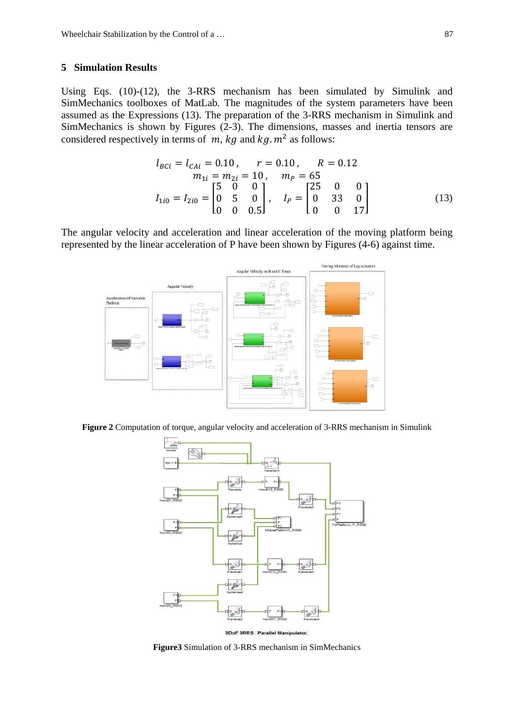## 5 Simulation Results

Using Eqs. (10)-(12), the 3-RRS mechanism has been simulated by Simulink and SimMechanics toolboxes of MatLab. The magnitudes of the system parameters have been assumed as the Expressions (13). The preparation of the 3-RRS mechanism in Simulink and SimMechanics is shown by Figures (2-3). The dimensions, masses and inertia tensors are considered respectively in terms of $m$, $kg$ and $kg.m^2$ as follows:

$$
\begin{gathered}
l_{BCi} = l_{CAi} = 0.10\,, \qquad r = 0.10\,, \qquad R = 0.12 \\
m_{1i} = m_{2i} = 10\,, \quad m_P = 65 \\
I_{1i0} = I_{2i0} = \begin{bmatrix} 5 & 0 & 0 \\ 0 & 5 & 0 \\ 0 & 0 & 0.5 \end{bmatrix}, \quad I_P = \begin{bmatrix} 25 & 0 & 0 \\ 0 & 33 & 0 \\ 0 & 0 & 17 \end{bmatrix}
\end{gathered} \tag{13}
$$

The angular velocity and acceleration and linear acceleration of the moving platform being represented by the linear acceleration of P have been shown by Figures (4-6) against time.

**Figure 2** Computation of torque, angular velocity and acceleration of 3-RRS mechanism in Simulink

**Figure3** Simulation of 3-RRS mechanism in SimMechanics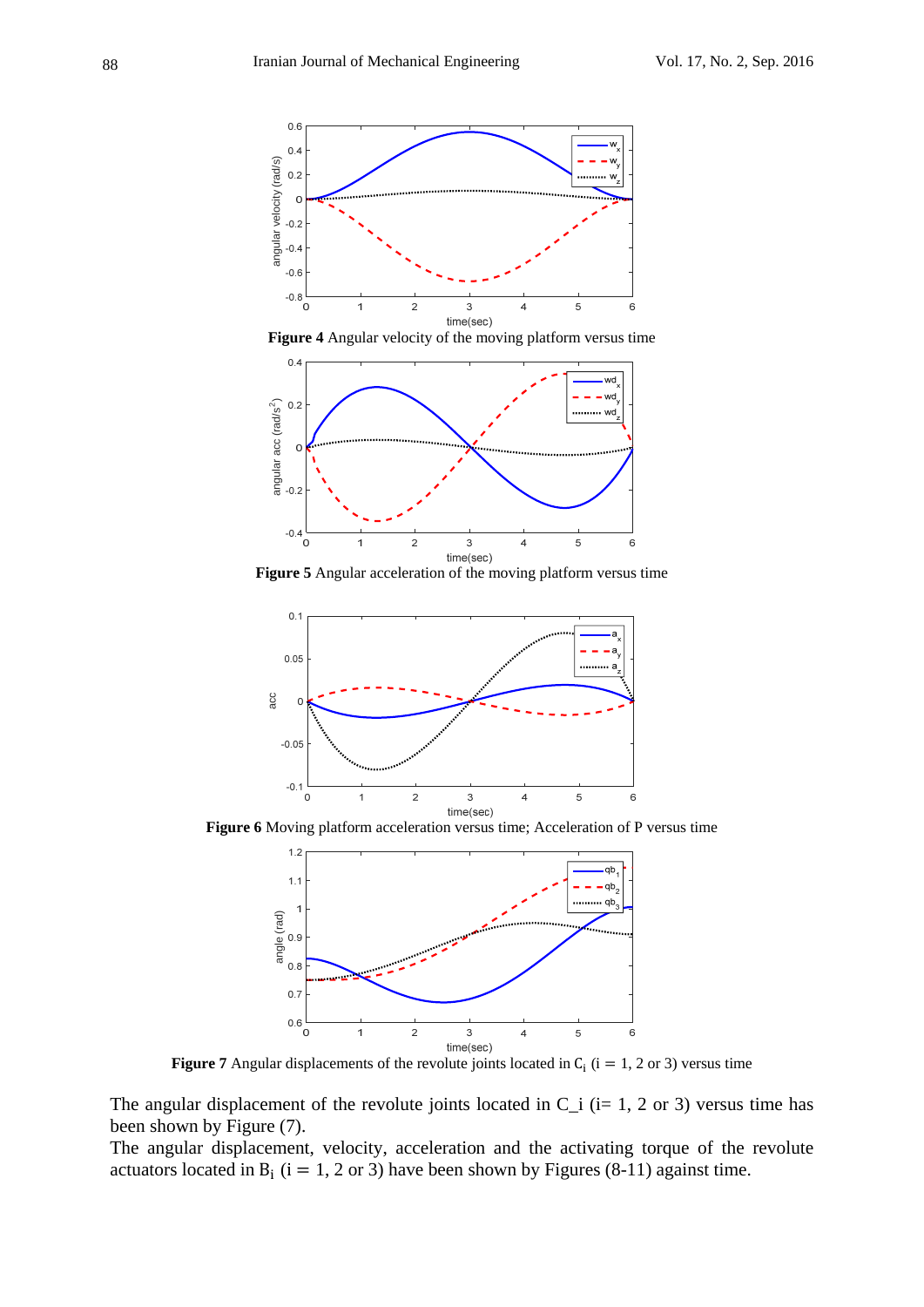**Figure 4** Angular velocity of the moving platform versus time

**Figure 5** Angular acceleration of the moving platform versus time

**Figure 6** Moving platform acceleration versus time; Acceleration of P versus time

**Figure 7** Angular displacements of the revolute joints located in $C_i$ ($i = 1, 2$ or 3) versus time

The angular displacement of the revolute joints located in C_i (i= 1, 2 or 3) versus time has been shown by Figure (7).

The angular displacement, velocity, acceleration and the activating torque of the revolute actuators located in $B_i$ ($i = 1, 2$ or 3) have been shown by Figures (8-11) against time.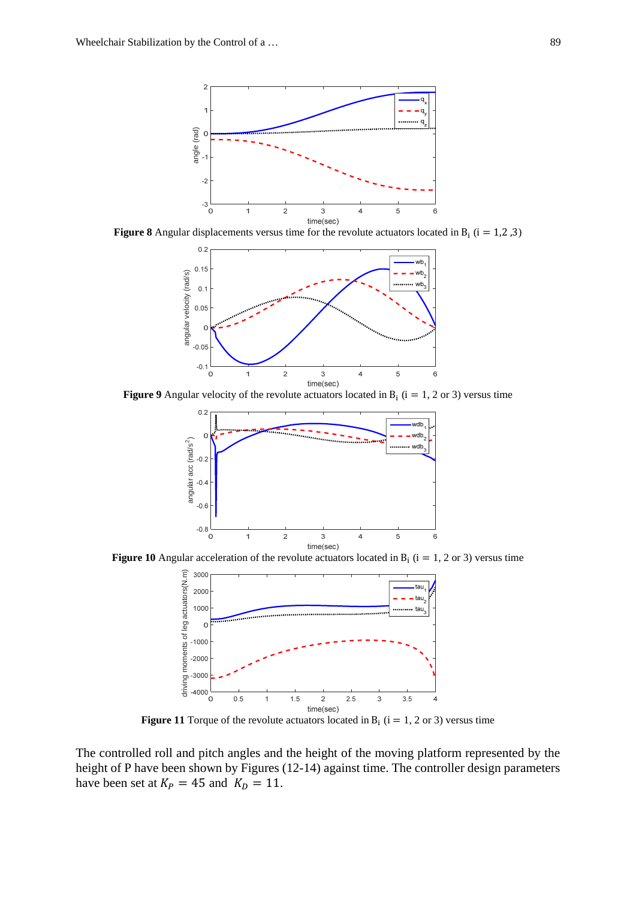**Figure 8** Angular displacements versus time for the revolute actuators located in $B_i$ $(i = 1,2,3)$

**Figure 9** Angular velocity of the revolute actuators located in $B_i$ $(i = 1, 2 \text{ or } 3)$ versus time

**Figure 10** Angular acceleration of the revolute actuators located in $B_i$ $(i = 1, 2 \text{ or } 3)$ versus time

**Figure 11** Torque of the revolute actuators located in $B_i$ $(i = 1, 2 \text{ or } 3)$ versus time

The controlled roll and pitch angles and the height of the moving platform represented by the height of P have been shown by Figures (12-14) against time. The controller design parameters have been set at $K_P = 45$ and $K_D = 11$.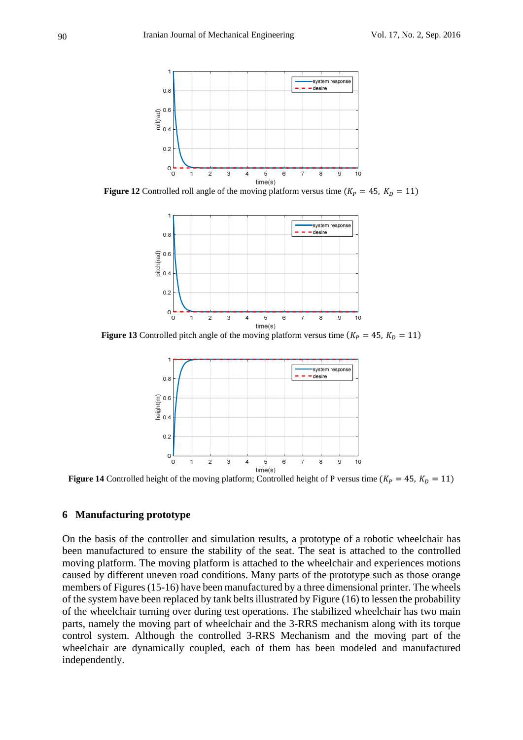**Figure 12** Controlled roll angle of the moving platform versus time ($K_P = 45,\ K_D = 11$)

**Figure 13** Controlled pitch angle of the moving platform versus time ($K_P = 45,\ K_D = 11$)

**Figure 14** Controlled height of the moving platform; Controlled height of P versus time ($K_P = 45,\ K_D = 11$)

## 6 Manufacturing prototype

On the basis of the controller and simulation results, a prototype of a robotic wheelchair has been manufactured to ensure the stability of the seat. The seat is attached to the controlled moving platform. The moving platform is attached to the wheelchair and experiences motions caused by different uneven road conditions. Many parts of the prototype such as those orange members of Figures (15-16) have been manufactured by a three dimensional printer. The wheels of the system have been replaced by tank belts illustrated by Figure (16) to lessen the probability of the wheelchair turning over during test operations. The stabilized wheelchair has two main parts, namely the moving part of wheelchair and the 3-RRS mechanism along with its torque control system. Although the controlled 3-RRS Mechanism and the moving part of the wheelchair are dynamically coupled, each of them has been modeled and manufactured independently.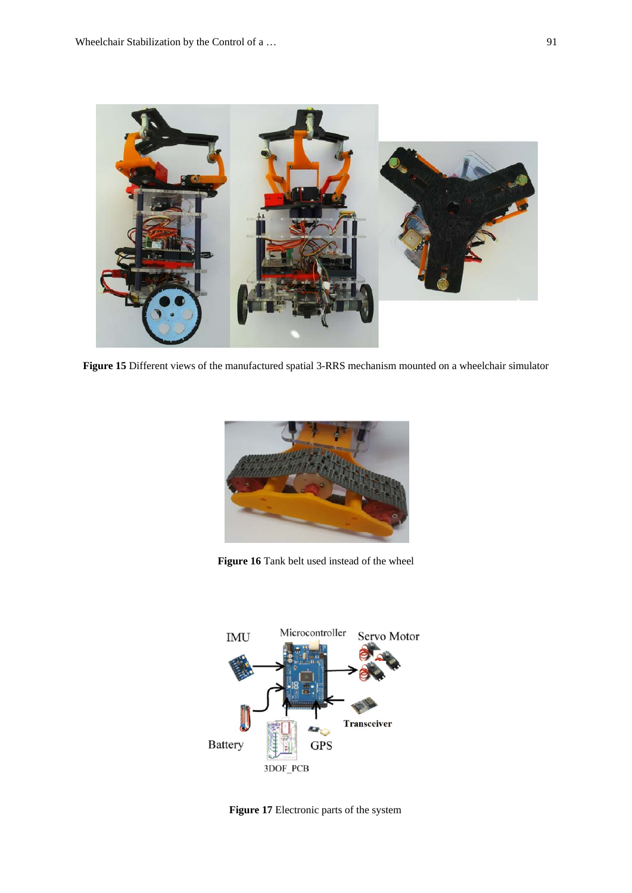**Figure 15** Different views of the manufactured spatial 3-RRS mechanism mounted on a wheelchair simulator

**Figure 16** Tank belt used instead of the wheel

**Figure 17** Electronic parts of the system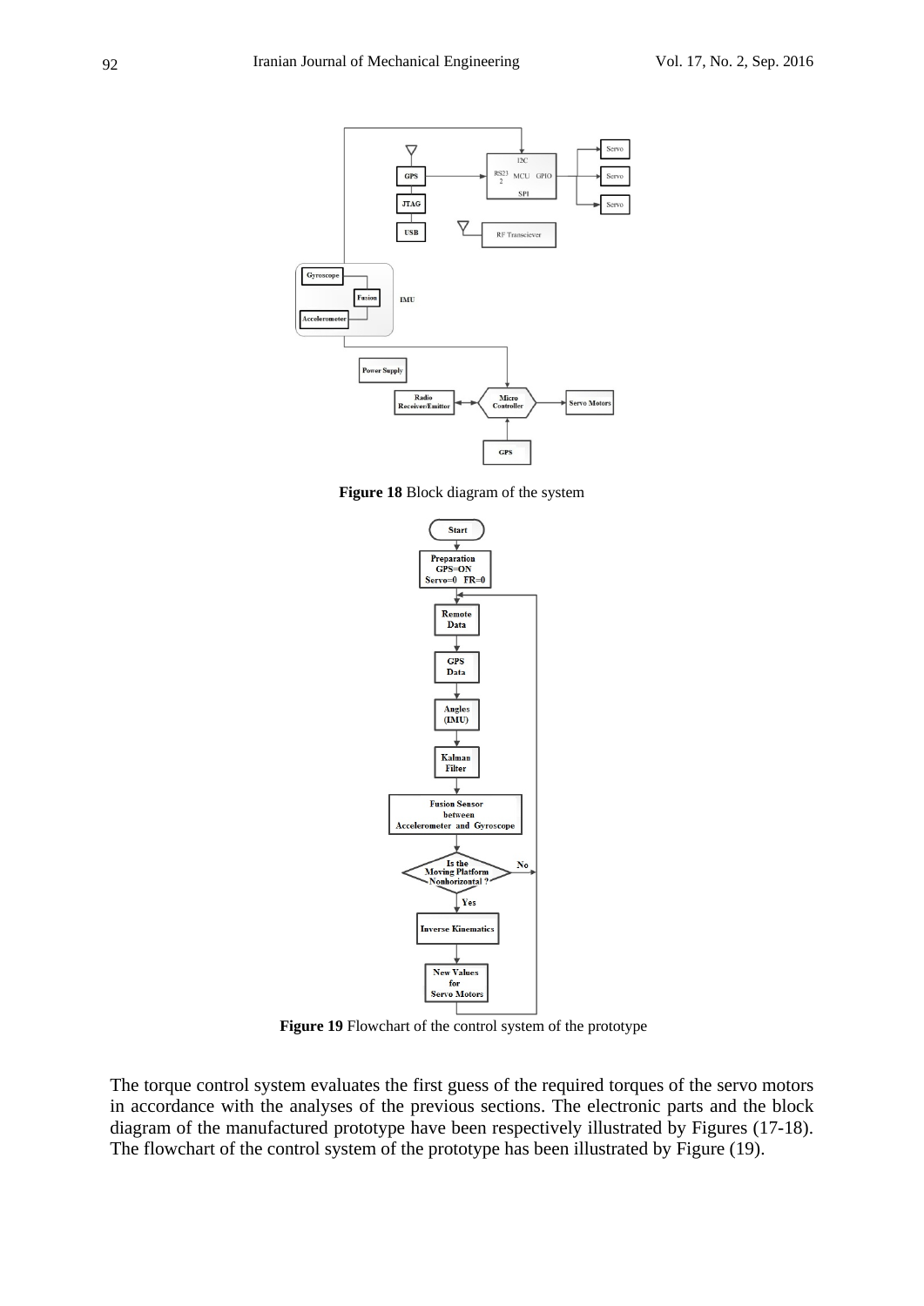**Figure 18** Block diagram of the system

**Figure 19** Flowchart of the control system of the prototype

The torque control system evaluates the first guess of the required torques of the servo motors in accordance with the analyses of the previous sections. The electronic parts and the block diagram of the manufactured prototype have been respectively illustrated by Figures (17-18). The flowchart of the control system of the prototype has been illustrated by Figure (19).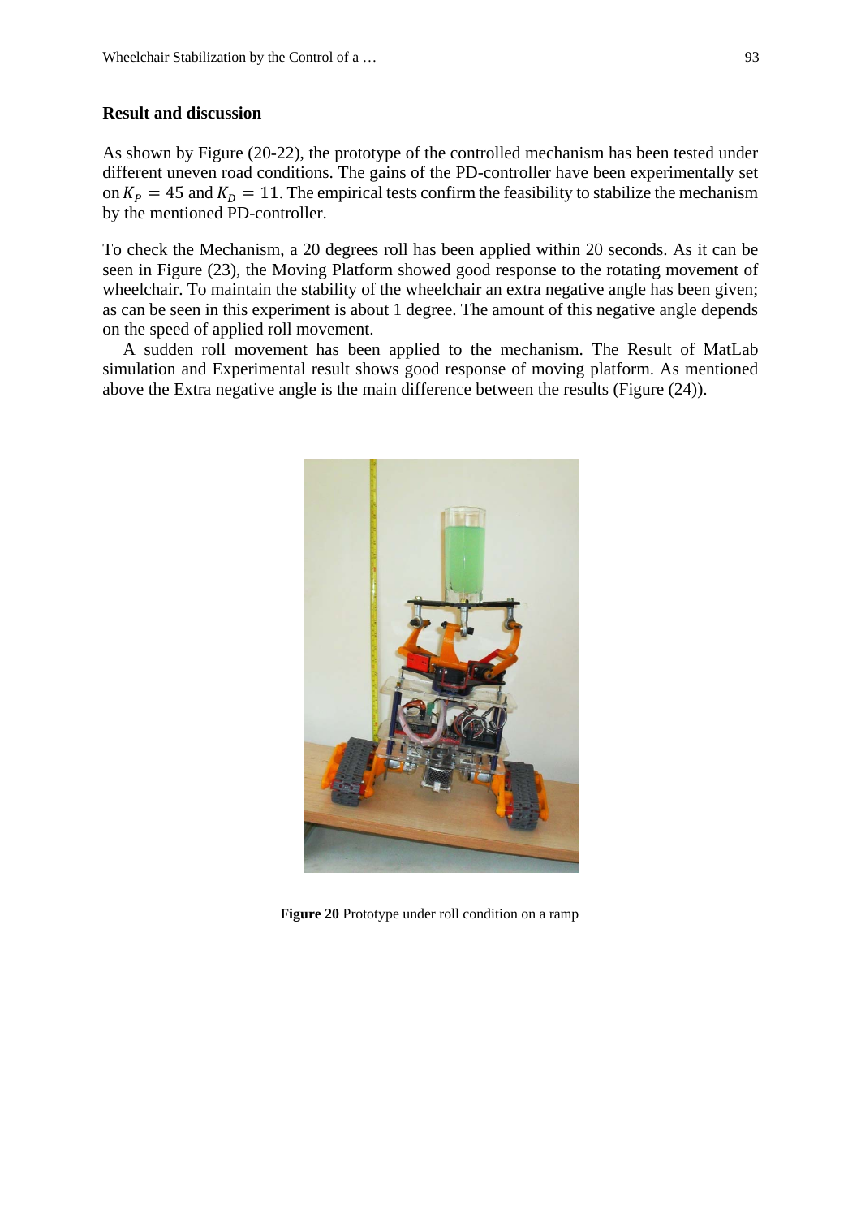## Result and discussion

As shown by Figure (20-22), the prototype of the controlled mechanism has been tested under different uneven road conditions. The gains of the PD-controller have been experimentally set on $K_P = 45$ and $K_D = 11$. The empirical tests confirm the feasibility to stabilize the mechanism by the mentioned PD-controller.

To check the Mechanism, a 20 degrees roll has been applied within 20 seconds. As it can be seen in Figure (23), the Moving Platform showed good response to the rotating movement of wheelchair. To maintain the stability of the wheelchair an extra negative angle has been given; as can be seen in this experiment is about 1 degree. The amount of this negative angle depends on the speed of applied roll movement.

A sudden roll movement has been applied to the mechanism. The Result of MatLab simulation and Experimental result shows good response of moving platform. As mentioned above the Extra negative angle is the main difference between the results (Figure (24)).

**Figure 20** Prototype under roll condition on a ramp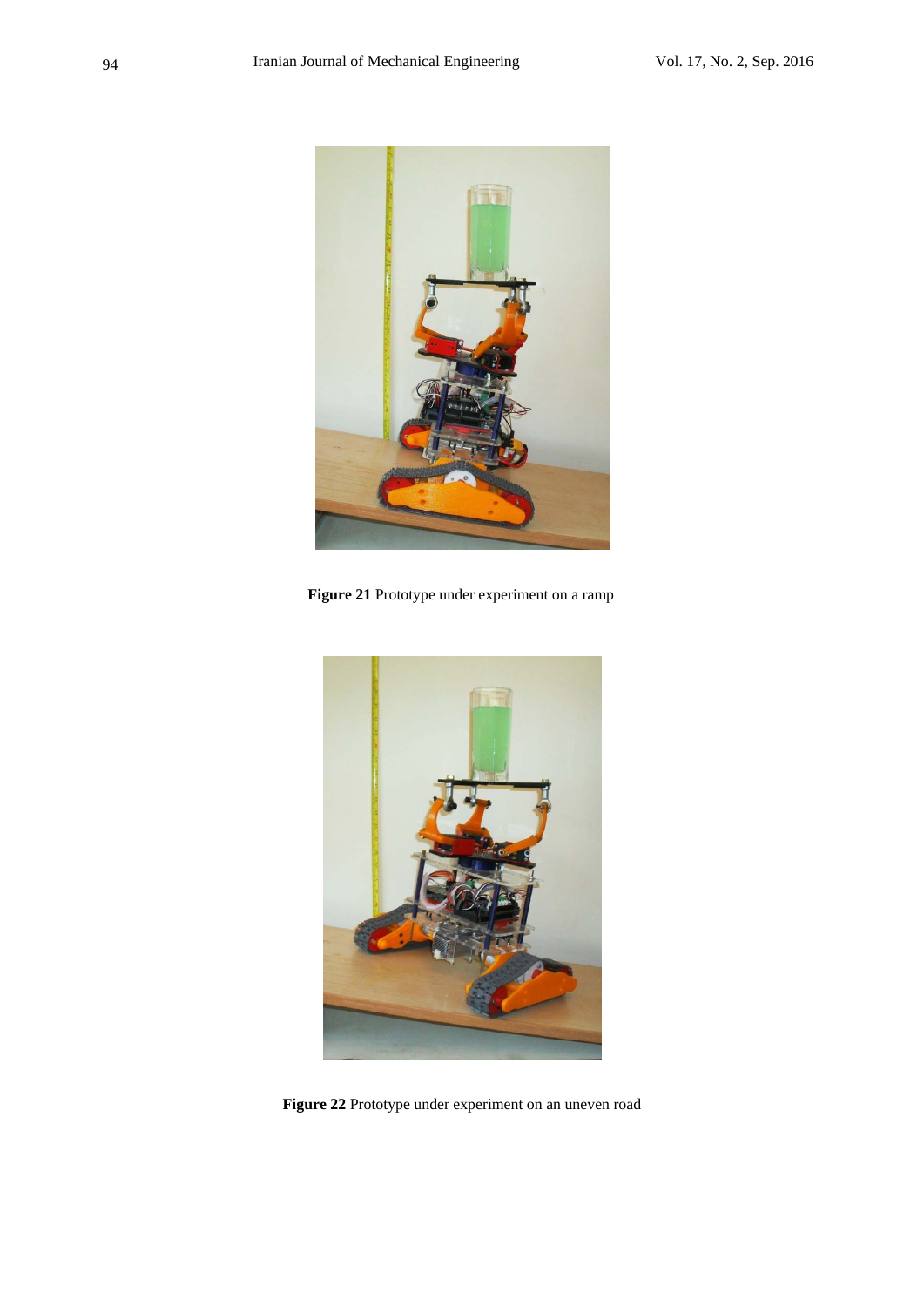**Figure 21** Prototype under experiment on a ramp

**Figure 22** Prototype under experiment on an uneven road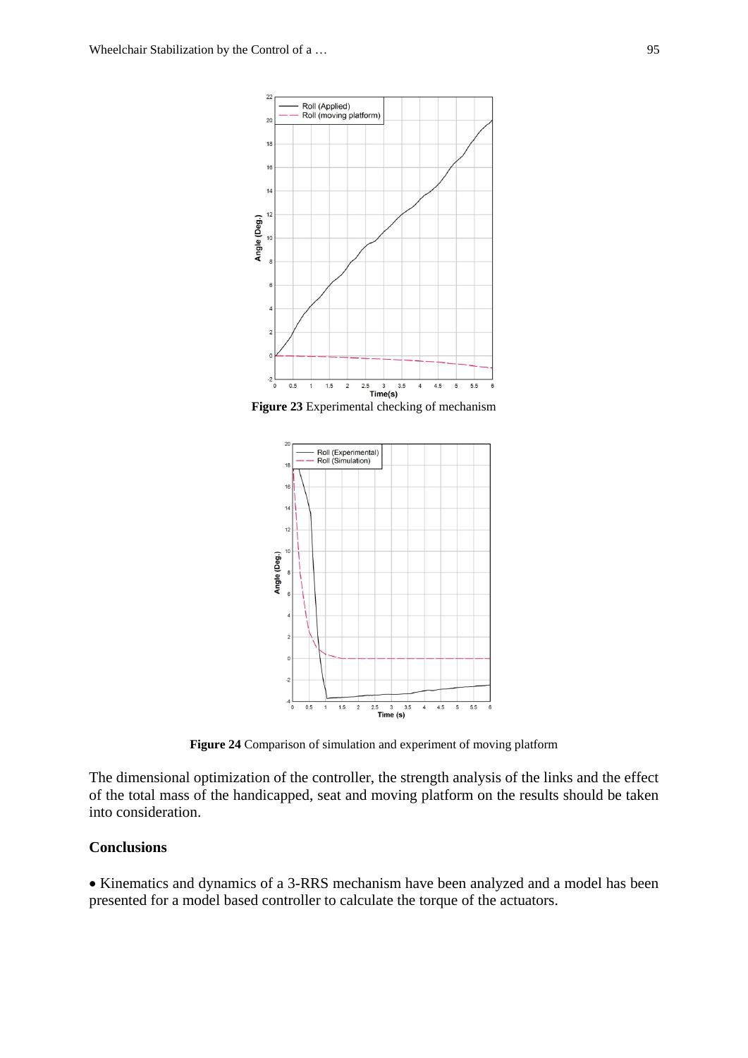**Figure 23** Experimental checking of mechanism

**Figure 24** Comparison of simulation and experiment of moving platform

The dimensional optimization of the controller, the strength analysis of the links and the effect of the total mass of the handicapped, seat and moving platform on the results should be taken into consideration.

## Conclusions

- Kinematics and dynamics of a 3-RRS mechanism have been analyzed and a model has been presented for a model based controller to calculate the torque of the actuators.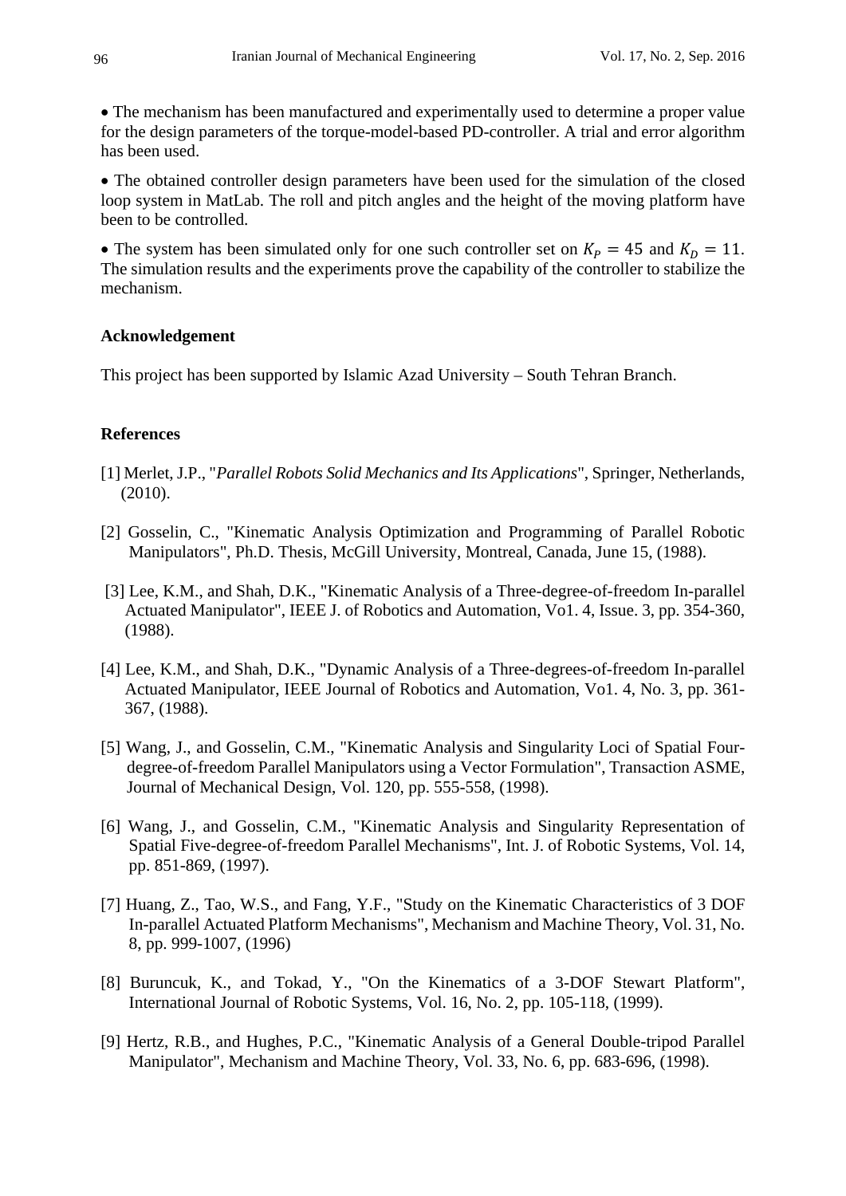- The mechanism has been manufactured and experimentally used to determine a proper value for the design parameters of the torque-model-based PD-controller. A trial and error algorithm has been used.

- The obtained controller design parameters have been used for the simulation of the closed loop system in MatLab. The roll and pitch angles and the height of the moving platform have been to be controlled.

- The system has been simulated only for one such controller set on $K_P = 45$ and $K_D = 11$. The simulation results and the experiments prove the capability of the controller to stabilize the mechanism.

### Acknowledgement

This project has been supported by Islamic Azad University – South Tehran Branch.

### References

[1] Merlet, J.P., "*Parallel Robots Solid Mechanics and Its Applications*", Springer, Netherlands, (2010).

[2] Gosselin, C., "Kinematic Analysis Optimization and Programming of Parallel Robotic Manipulators", Ph.D. Thesis, McGill University, Montreal, Canada, June 15, (1988).

[3] Lee, K.M., and Shah, D.K., "Kinematic Analysis of a Three-degree-of-freedom In-parallel Actuated Manipulator", IEEE J. of Robotics and Automation, Vo1. 4, Issue. 3, pp. 354-360, (1988).

[4] Lee, K.M., and Shah, D.K., "Dynamic Analysis of a Three-degrees-of-freedom In-parallel Actuated Manipulator, IEEE Journal of Robotics and Automation, Vo1. 4, No. 3, pp. 361-367, (1988).

[5] Wang, J., and Gosselin, C.M., "Kinematic Analysis and Singularity Loci of Spatial Four-degree-of-freedom Parallel Manipulators using a Vector Formulation", Transaction ASME, Journal of Mechanical Design, Vol. 120, pp. 555-558, (1998).

[6] Wang, J., and Gosselin, C.M., "Kinematic Analysis and Singularity Representation of Spatial Five-degree-of-freedom Parallel Mechanisms", Int. J. of Robotic Systems, Vol. 14, pp. 851-869, (1997).

[7] Huang, Z., Tao, W.S., and Fang, Y.F., "Study on the Kinematic Characteristics of 3 DOF In-parallel Actuated Platform Mechanisms", Mechanism and Machine Theory, Vol. 31, No. 8, pp. 999-1007, (1996)

[8] Buruncuk, K., and Tokad, Y., "On the Kinematics of a 3-DOF Stewart Platform", International Journal of Robotic Systems, Vol. 16, No. 2, pp. 105-118, (1999).

[9] Hertz, R.B., and Hughes, P.C., "Kinematic Analysis of a General Double-tripod Parallel Manipulator", Mechanism and Machine Theory, Vol. 33, No. 6, pp. 683-696, (1998).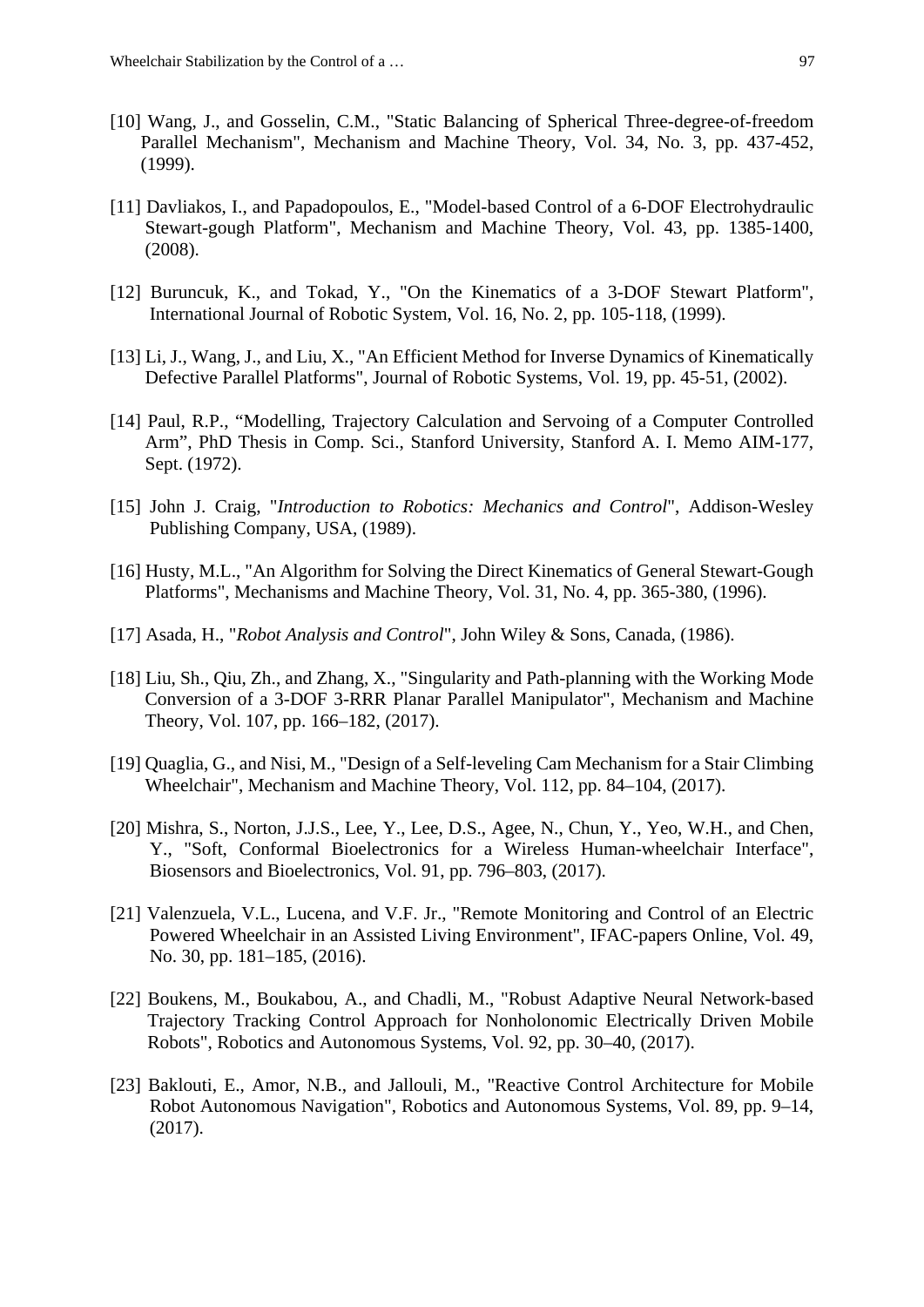[10] Wang, J., and Gosselin, C.M., "Static Balancing of Spherical Three-degree-of-freedom Parallel Mechanism", Mechanism and Machine Theory, Vol. 34, No. 3, pp. 437-452, (1999).

[11] Davliakos, I., and Papadopoulos, E., "Model-based Control of a 6-DOF Electrohydraulic Stewart-gough Platform", Mechanism and Machine Theory, Vol. 43, pp. 1385-1400, (2008).

[12] Buruncuk, K., and Tokad, Y., "On the Kinematics of a 3-DOF Stewart Platform", International Journal of Robotic System, Vol. 16, No. 2, pp. 105-118, (1999).

[13] Li, J., Wang, J., and Liu, X., "An Efficient Method for Inverse Dynamics of Kinematically Defective Parallel Platforms", Journal of Robotic Systems, Vol. 19, pp. 45-51, (2002).

[14] Paul, R.P., “Modelling, Trajectory Calculation and Servoing of a Computer Controlled Arm”, PhD Thesis in Comp. Sci., Stanford University, Stanford A. I. Memo AIM-177, Sept. (1972).

[15] John J. Craig, "*Introduction to Robotics: Mechanics and Control*", Addison-Wesley Publishing Company, USA, (1989).

[16] Husty, M.L., "An Algorithm for Solving the Direct Kinematics of General Stewart-Gough Platforms", Mechanisms and Machine Theory, Vol. 31, No. 4, pp. 365-380, (1996).

[17] Asada, H., "*Robot Analysis and Control*", John Wiley & Sons, Canada, (1986).

[18] Liu, Sh., Qiu, Zh., and Zhang, X., "Singularity and Path-planning with the Working Mode Conversion of a 3-DOF 3-RRR Planar Parallel Manipulator", Mechanism and Machine Theory, Vol. 107, pp. 166–182, (2017).

[19] Quaglia, G., and Nisi, M., "Design of a Self-leveling Cam Mechanism for a Stair Climbing Wheelchair", Mechanism and Machine Theory, Vol. 112, pp. 84–104, (2017).

[20] Mishra, S., Norton, J.J.S., Lee, Y., Lee, D.S., Agee, N., Chun, Y., Yeo, W.H., and Chen, Y., "Soft, Conformal Bioelectronics for a Wireless Human-wheelchair Interface", Biosensors and Bioelectronics, Vol. 91, pp. 796–803, (2017).

[21] Valenzuela, V.L., Lucena, and V.F. Jr., "Remote Monitoring and Control of an Electric Powered Wheelchair in an Assisted Living Environment", IFAC-papers Online, Vol. 49, No. 30, pp. 181–185, (2016).

[22] Boukens, M., Boukabou, A., and Chadli, M., "Robust Adaptive Neural Network-based Trajectory Tracking Control Approach for Nonholonomic Electrically Driven Mobile Robots", Robotics and Autonomous Systems, Vol. 92, pp. 30–40, (2017).

[23] Baklouti, E., Amor, N.B., and Jallouli, M., "Reactive Control Architecture for Mobile Robot Autonomous Navigation", Robotics and Autonomous Systems, Vol. 89, pp. 9–14, (2017).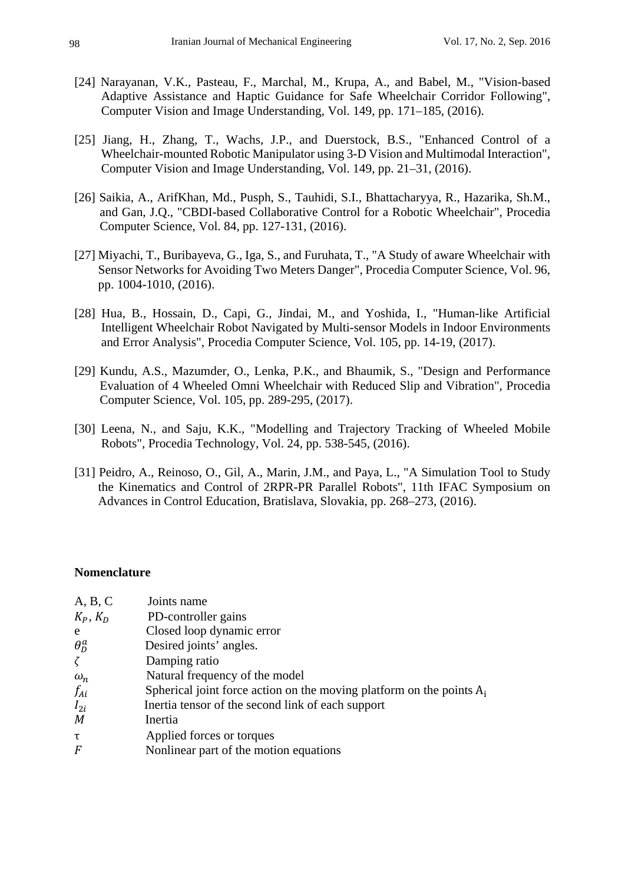[24] Narayanan, V.K., Pasteau, F., Marchal, M., Krupa, A., and Babel, M., "Vision-based Adaptive Assistance and Haptic Guidance for Safe Wheelchair Corridor Following", Computer Vision and Image Understanding, Vol. 149, pp. 171–185, (2016).

[25] Jiang, H., Zhang, T., Wachs, J.P., and Duerstock, B.S., "Enhanced Control of a Wheelchair-mounted Robotic Manipulator using 3-D Vision and Multimodal Interaction", Computer Vision and Image Understanding, Vol. 149, pp. 21–31, (2016).

[26] Saikia, A., ArifKhan, Md., Pusph, S., Tauhidi, S.I., Bhattacharyya, R., Hazarika, Sh.M., and Gan, J.Q., "CBDI-based Collaborative Control for a Robotic Wheelchair", Procedia Computer Science, Vol. 84, pp. 127-131, (2016).

[27] Miyachi, T., Buribayeva, G., Iga, S., and Furuhata, T., "A Study of aware Wheelchair with Sensor Networks for Avoiding Two Meters Danger", Procedia Computer Science, Vol. 96, pp. 1004-1010, (2016).

[28] Hua, B., Hossain, D., Capi, G., Jindai, M., and Yoshida, I., "Human-like Artificial Intelligent Wheelchair Robot Navigated by Multi-sensor Models in Indoor Environments and Error Analysis", Procedia Computer Science, Vol. 105, pp. 14-19, (2017).

[29] Kundu, A.S., Mazumder, O., Lenka, P.K., and Bhaumik, S., "Design and Performance Evaluation of 4 Wheeled Omni Wheelchair with Reduced Slip and Vibration", Procedia Computer Science, Vol. 105, pp. 289-295, (2017).

[30] Leena, N., and Saju, K.K., "Modelling and Trajectory Tracking of Wheeled Mobile Robots", Procedia Technology, Vol. 24, pp. 538-545, (2016).

[31] Peidro, A., Reinoso, O., Gil, A., Marin, J.M., and Paya, L., "A Simulation Tool to Study the Kinematics and Control of 2RPR-PR Parallel Robots", 11th IFAC Symposium on Advances in Control Education, Bratislava, Slovakia, pp. 268–273, (2016).

**Nomenclature**

| | |
|---|---|
| A, B, C | Joints name |
| $K_P$, $K_D$ | PD-controller gains |
| e | Closed loop dynamic error |
| $\theta_D^a$ | Desired joints' angles. |
| $\zeta$ | Damping ratio |
| $\omega_n$ | Natural frequency of the model |
| $f_{Ai}$ | Spherical joint force action on the moving platform on the points $A_i$ |
| $I_{2i}$ | Inertia tensor of the second link of each support |
| $M$ | Inertia |
| τ | Applied forces or torques |
| $F$ | Nonlinear part of the motion equations |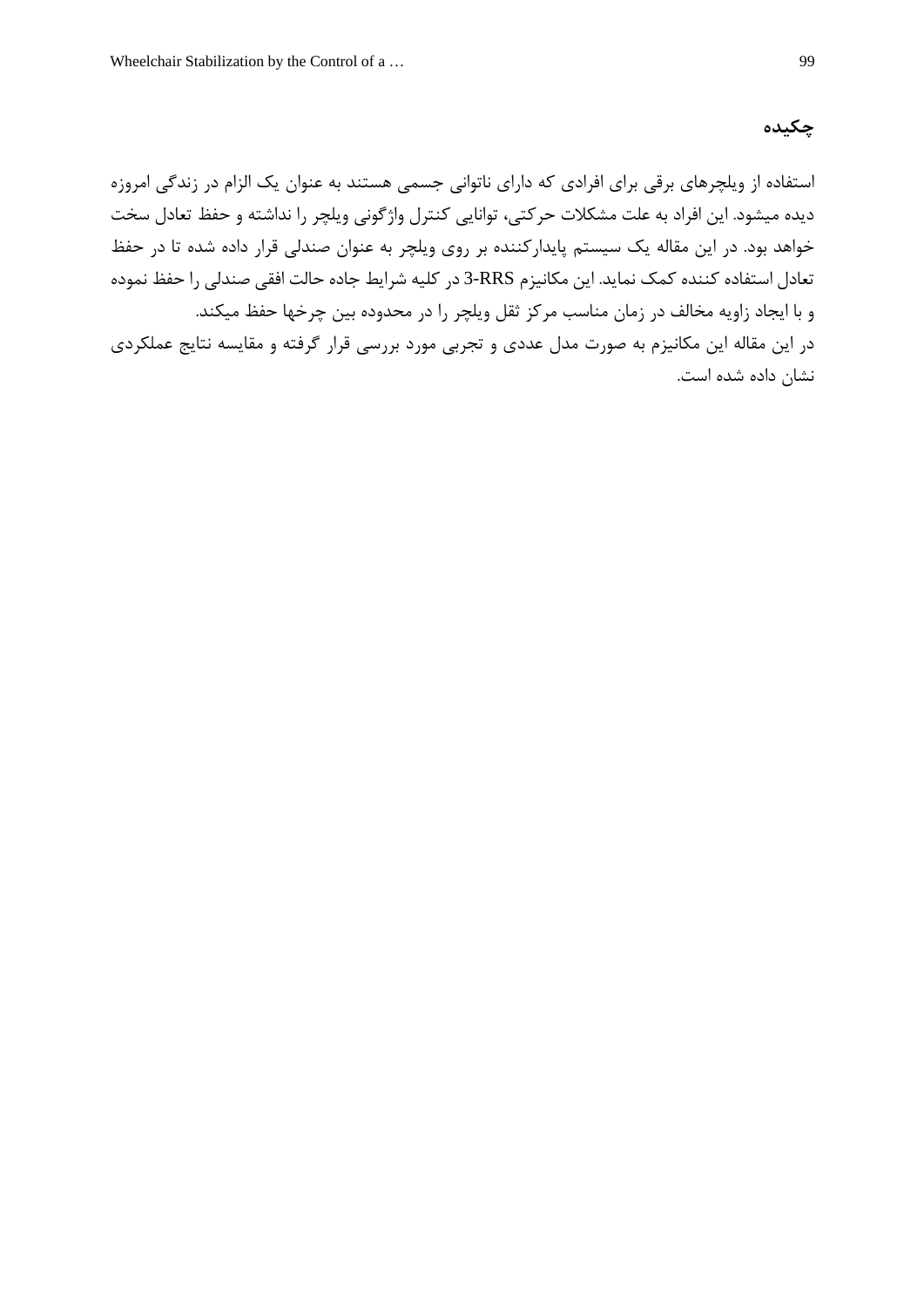## چکیده

استفاده از ویلچرهای برقی برای افرادی که دارای ناتوانی جسمی هستند به عنوان یک الزام در زندگی امروزه دیده میشود. این افراد به علت مشکلات حرکتی، توانایی کنترل واژگونی ویلچر را نداشته و حفظ تعادل سخت خواهد بود. در این مقاله یک سیستم پایدارکننده بر روی ویلچر به عنوان صندلی قرار داده شده تا در حفظ تعادل استفاده کننده کمک نماید. این مکانیزم 3-RRS در کلیه شرایط جاده حالت افقی صندلی را حفظ نموده و با ایجاد زاویه مخالف در زمان مناسب مرکز ثقل ویلچر را در محدوده بین چرخها حفظ میکند.

در این مقاله این مکانیزم به صورت مدل عددی و تجربی مورد بررسی قرار گرفته و مقایسه نتایج عملکردی نشان داده شده است.